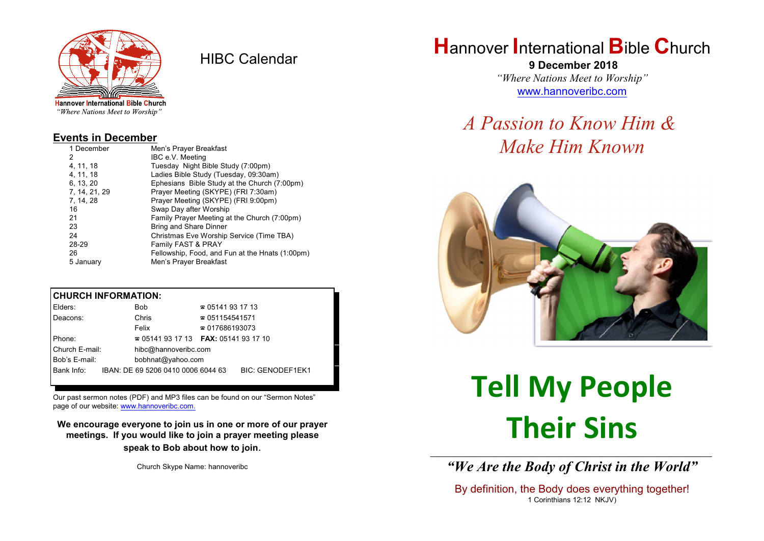Hannover International Bible Church
*"Where Nations Meet to Worship"*

# HIBC Calendar

## Events in December

| Date | Event |
|---|---|
| 1 December | Men's Prayer Breakfast |
| 2 | IBC e.V. Meeting |
| 4, 11, 18 | Tuesday Night Bible Study (7:00pm) |
| 4, 11, 18 | Ladies Bible Study (Tuesday, 09:30am) |
| 6, 13, 20 | Ephesians Bible Study at the Church (7:00pm) |
| 7, 14, 21, 29 | Prayer Meeting (SKYPE) (FRI 7:30am) |
| 7, 14, 28 | Prayer Meeting (SKYPE) (FRI 9:00pm) |
| 16 | Swap Day after Worship |
| 21 | Family Prayer Meeting at the Church (7:00pm) |
| 23 | Bring and Share Dinner |
| 24 | Christmas Eve Worship Service (Time TBA) |
| 28-29 | Family FAST & PRAY |
| 26 | Fellowship, Food, and Fun at the Hnats (1:00pm) |
| 5 January | Men's Prayer Breakfast |

## CHURCH INFORMATION:

| | | |
|---|---|---|
| Elders: | Bob | ☎ 05141 93 17 13 |
| Deacons: | Chris | ☎ 051154541571 |
| | Felix | ☎ 017686193073 |
| Phone: | ☎ 05141 93 17 13 | **FAX:** 05141 93 17 10 |
| Church E-mail: | hibc@hannoveribc.com | |
| Bob's E-mail: | bobhnat@yahoo.com | |
| Bank Info: | IBAN: DE 69 5206 0410 0006 6044 63 | BIC: GENODEF1EK1 |

Our past sermon notes (PDF) and MP3 files can be found on our "Sermon Notes" page of our website: www.hannoveribc.com.

**We encourage everyone to join us in one or more of our prayer meetings. If you would like to join a prayer meeting please speak to Bob about how to join.**

Church Skype Name: hannoveribc

# Hannover International Bible Church

**9 December 2018**

*"Where Nations Meet to Worship"*

www.hannoveribc.com

## *A Passion to Know Him & Make Him Known*

# Tell My People Their Sins

***"We Are the Body of Christ in the World"***

By definition, the Body does everything together!
1 Corinthians 12:12 NKJV)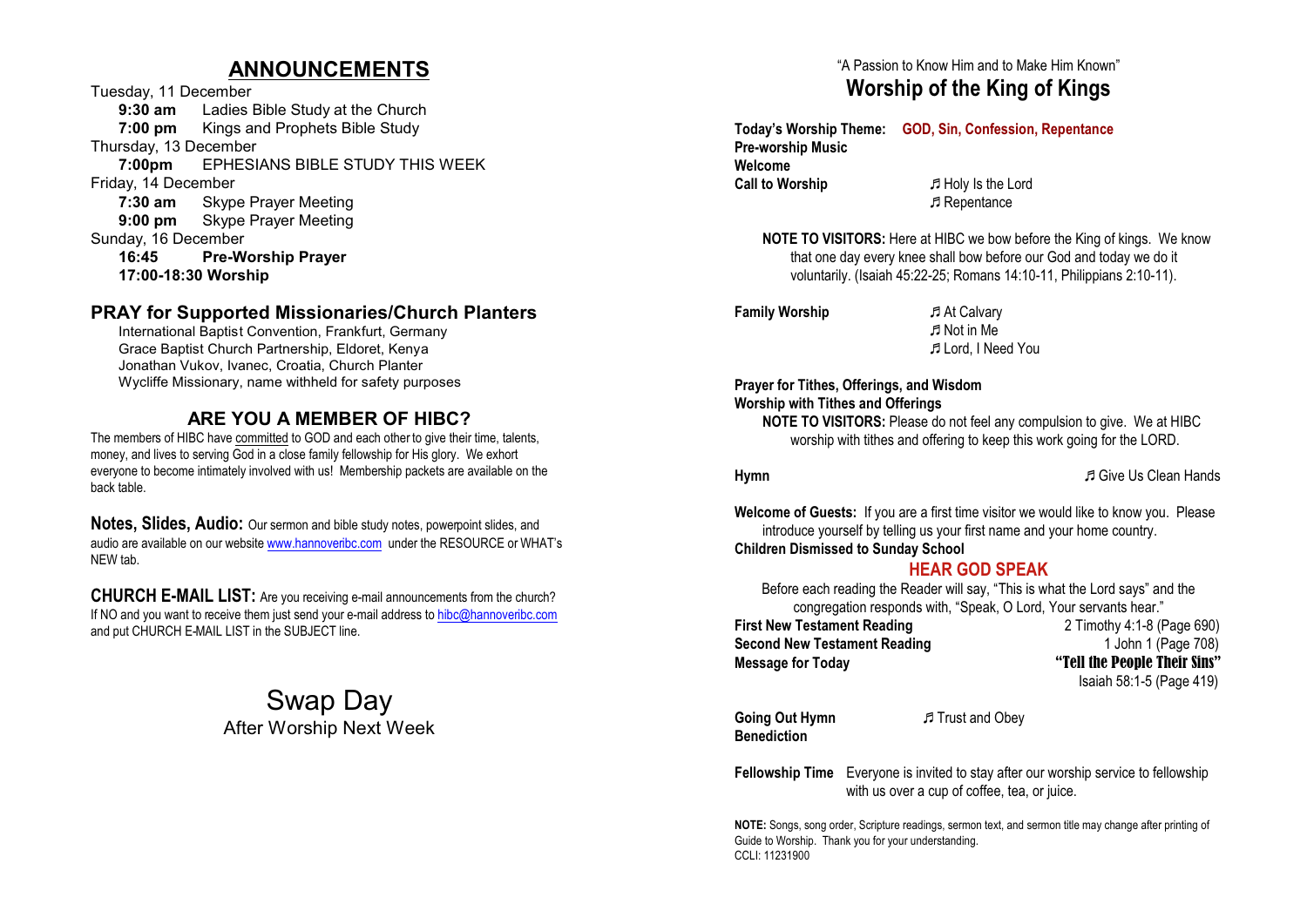# ANNOUNCEMENTS

Tuesday, 11 December

**9:30 am** Ladies Bible Study at the Church
**7:00 pm** Kings and Prophets Bible Study

Thursday, 13 December

**7:00pm** EPHESIANS BIBLE STUDY THIS WEEK

Friday, 14 December

**7:30 am** Skype Prayer Meeting
**9:00 pm** Skype Prayer Meeting

Sunday, 16 December

**16:45 Pre-Worship Prayer**
**17:00-18:30 Worship**

## PRAY for Supported Missionaries/Church Planters

International Baptist Convention, Frankfurt, Germany
Grace Baptist Church Partnership, Eldoret, Kenya
Jonathan Vukov, Ivanec, Croatia, Church Planter
Wycliffe Missionary, name withheld for safety purposes

## ARE YOU A MEMBER OF HIBC?

The members of HIBC have committed to GOD and each other to give their time, talents, money, and lives to serving God in a close family fellowship for His glory. We exhort everyone to become intimately involved with us! Membership packets are available on the back table.

**Notes, Slides, Audio:** Our sermon and bible study notes, powerpoint slides, and audio are available on our website www.hannoveribc.com under the RESOURCE or WHAT's NEW tab.

**CHURCH E-MAIL LIST:** Are you receiving e-mail announcements from the church? If NO and you want to receive them just send your e-mail address to hibc@hannoveribc.com and put CHURCH E-MAIL LIST in the SUBJECT line.

Swap Day
After Worship Next Week

"A Passion to Know Him and to Make Him Known"

# Worship of the King of Kings

**Today's Worship Theme:** **GOD, Sin, Confession, Repentance**
**Pre-worship Music**
**Welcome**
**Call to Worship** ♬ Holy Is the Lord
♬ Repentance

**NOTE TO VISITORS:** Here at HIBC we bow before the King of kings. We know that one day every knee shall bow before our God and today we do it voluntarily. (Isaiah 45:22-25; Romans 14:10-11, Philippians 2:10-11).

**Family Worship** ♬ At Calvary
♬ Not in Me
♬ Lord, I Need You

**Prayer for Tithes, Offerings, and Wisdom**
**Worship with Tithes and Offerings**

**NOTE TO VISITORS:** Please do not feel any compulsion to give. We at HIBC worship with tithes and offering to keep this work going for the LORD.

**Hymn** ♬ Give Us Clean Hands

**Welcome of Guests:** If you are a first time visitor we would like to know you. Please introduce yourself by telling us your first name and your home country.
**Children Dismissed to Sunday School**

## HEAR GOD SPEAK

Before each reading the Reader will say, "This is what the Lord says" and the congregation responds with, "Speak, O Lord, Your servants hear."

**First New Testament Reading** 2 Timothy 4:1-8 (Page 690)
**Second New Testament Reading** 1 John 1 (Page 708)
**Message for Today** **"Tell the People Their Sins"**
Isaiah 58:1-5 (Page 419)

**Going Out Hymn** ♬ Trust and Obey
**Benediction**

**Fellowship Time** Everyone is invited to stay after our worship service to fellowship with us over a cup of coffee, tea, or juice.

**NOTE:** Songs, song order, Scripture readings, sermon text, and sermon title may change after printing of Guide to Worship. Thank you for your understanding.
CCLI: 11231900